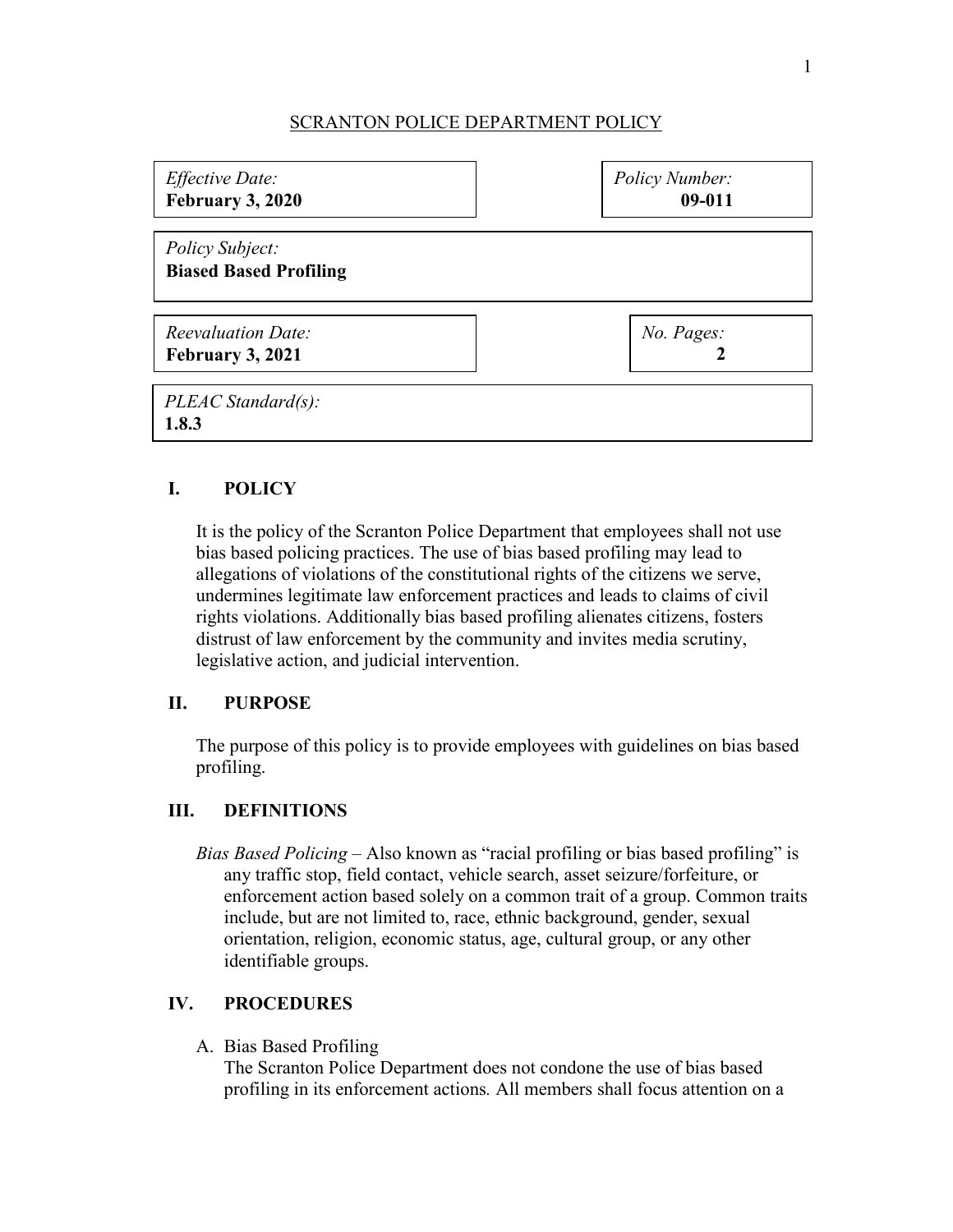SCRANTON POLICE DEPARTMENT POLICY

| *Effective Date:* **February 3, 2020** | *Policy Number:* **09-011** |
|---|---|
| *Policy Subject:* **Biased Based Profiling** | |
| *Reevaluation Date:* **February 3, 2021** | *No. Pages:* **2** |
| *PLEAC Standard(s):* **1.8.3** | |

## I. POLICY

It is the policy of the Scranton Police Department that employees shall not use bias based policing practices. The use of bias based profiling may lead to allegations of violations of the constitutional rights of the citizens we serve, undermines legitimate law enforcement practices and leads to claims of civil rights violations. Additionally bias based profiling alienates citizens, fosters distrust of law enforcement by the community and invites media scrutiny, legislative action, and judicial intervention.

## II. PURPOSE

The purpose of this policy is to provide employees with guidelines on bias based profiling.

## III. DEFINITIONS

*Bias Based Policing* – Also known as "racial profiling or bias based profiling" is any traffic stop, field contact, vehicle search, asset seizure/forfeiture, or enforcement action based solely on a common trait of a group. Common traits include, but are not limited to, race, ethnic background, gender, sexual orientation, religion, economic status, age, cultural group, or any other identifiable groups.

## IV. PROCEDURES

A. Bias Based Profiling

The Scranton Police Department does not condone the use of bias based profiling in its enforcement actions. All members shall focus attention on a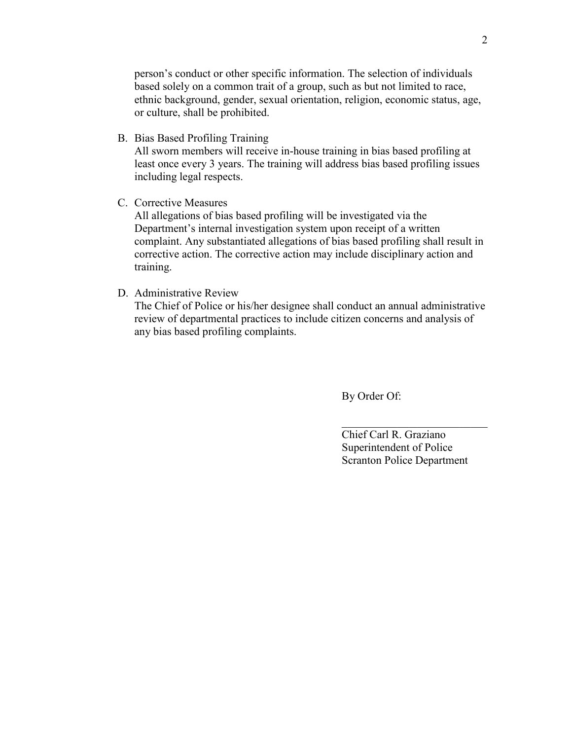person's conduct or other specific information. The selection of individuals based solely on a common trait of a group, such as but not limited to race, ethnic background, gender, sexual orientation, religion, economic status, age, or culture, shall be prohibited.

B. Bias Based Profiling Training
   All sworn members will receive in-house training in bias based profiling at least once every 3 years. The training will address bias based profiling issues including legal respects.

C. Corrective Measures
   All allegations of bias based profiling will be investigated via the Department's internal investigation system upon receipt of a written complaint. Any substantiated allegations of bias based profiling shall result in corrective action. The corrective action may include disciplinary action and training.

D. Administrative Review
   The Chief of Police or his/her designee shall conduct an annual administrative review of departmental practices to include citizen concerns and analysis of any bias based profiling complaints.

By Order Of:

\_\_\_\_\_\_\_\_\_\_\_\_\_\_\_\_\_\_\_\_\_\_\_\_\_\_

Chief Carl R. Graziano
Superintendent of Police
Scranton Police Department